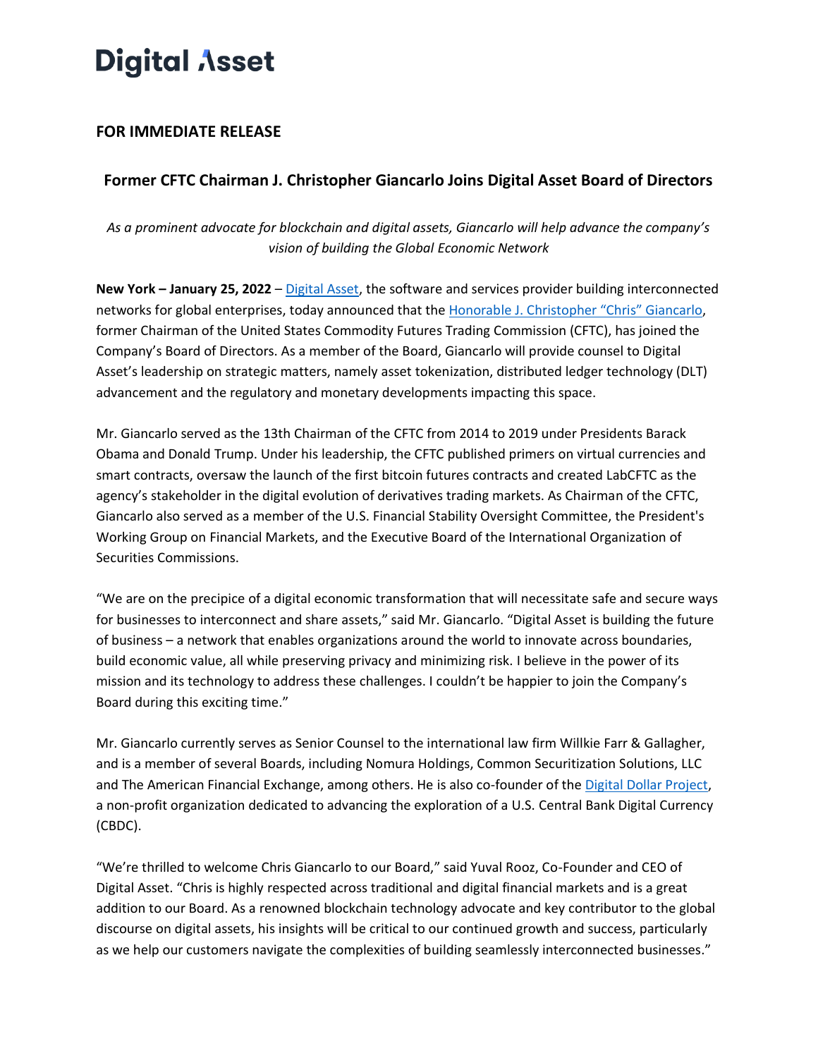# Digital Asset

**FOR IMMEDIATE RELEASE**

## Former CFTC Chairman J. Christopher Giancarlo Joins Digital Asset Board of Directors

*As a prominent advocate for blockchain and digital assets, Giancarlo will help advance the company's vision of building the Global Economic Network*

**New York – January 25, 2022** – Digital Asset, the software and services provider building interconnected networks for global enterprises, today announced that the Honorable J. Christopher "Chris" Giancarlo, former Chairman of the United States Commodity Futures Trading Commission (CFTC), has joined the Company's Board of Directors. As a member of the Board, Giancarlo will provide counsel to Digital Asset's leadership on strategic matters, namely asset tokenization, distributed ledger technology (DLT) advancement and the regulatory and monetary developments impacting this space.

Mr. Giancarlo served as the 13th Chairman of the CFTC from 2014 to 2019 under Presidents Barack Obama and Donald Trump. Under his leadership, the CFTC published primers on virtual currencies and smart contracts, oversaw the launch of the first bitcoin futures contracts and created LabCFTC as the agency's stakeholder in the digital evolution of derivatives trading markets. As Chairman of the CFTC, Giancarlo also served as a member of the U.S. Financial Stability Oversight Committee, the President's Working Group on Financial Markets, and the Executive Board of the International Organization of Securities Commissions.

"We are on the precipice of a digital economic transformation that will necessitate safe and secure ways for businesses to interconnect and share assets," said Mr. Giancarlo. "Digital Asset is building the future of business – a network that enables organizations around the world to innovate across boundaries, build economic value, all while preserving privacy and minimizing risk. I believe in the power of its mission and its technology to address these challenges. I couldn't be happier to join the Company's Board during this exciting time."

Mr. Giancarlo currently serves as Senior Counsel to the international law firm Willkie Farr & Gallagher, and is a member of several Boards, including Nomura Holdings, Common Securitization Solutions, LLC and The American Financial Exchange, among others. He is also co-founder of the Digital Dollar Project, a non-profit organization dedicated to advancing the exploration of a U.S. Central Bank Digital Currency (CBDC).

"We're thrilled to welcome Chris Giancarlo to our Board," said Yuval Rooz, Co-Founder and CEO of Digital Asset. "Chris is highly respected across traditional and digital financial markets and is a great addition to our Board. As a renowned blockchain technology advocate and key contributor to the global discourse on digital assets, his insights will be critical to our continued growth and success, particularly as we help our customers navigate the complexities of building seamlessly interconnected businesses."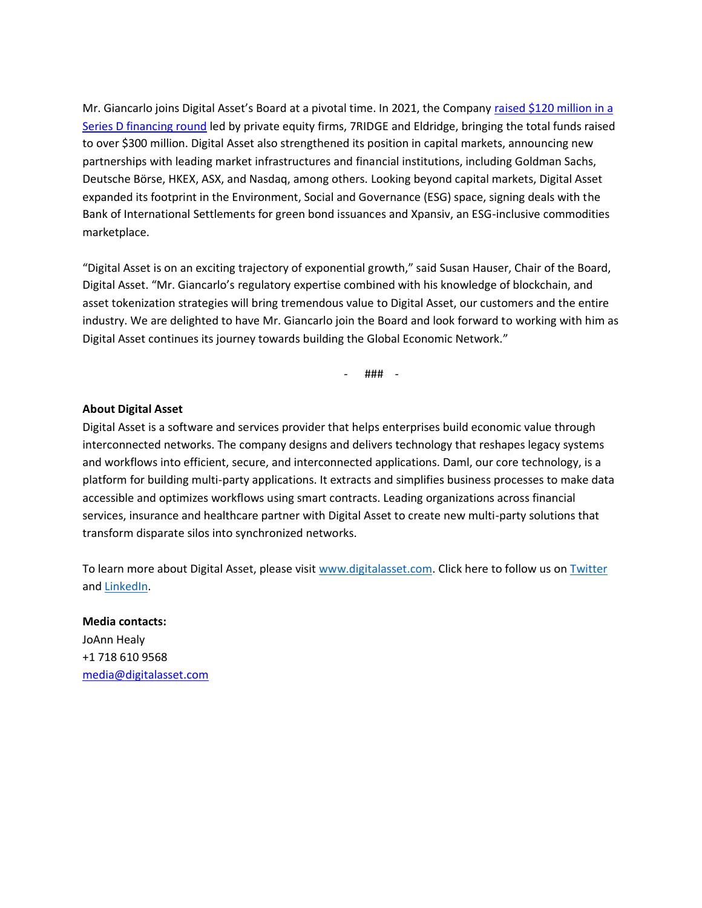Mr. Giancarlo joins Digital Asset's Board at a pivotal time. In 2021, the Company raised $120 million in a Series D financing round led by private equity firms, 7RIDGE and Eldridge, bringing the total funds raised to over $300 million. Digital Asset also strengthened its position in capital markets, announcing new partnerships with leading market infrastructures and financial institutions, including Goldman Sachs, Deutsche Börse, HKEX, ASX, and Nasdaq, among others. Looking beyond capital markets, Digital Asset expanded its footprint in the Environment, Social and Governance (ESG) space, signing deals with the Bank of International Settlements for green bond issuances and Xpansiv, an ESG-inclusive commodities marketplace.

"Digital Asset is on an exciting trajectory of exponential growth," said Susan Hauser, Chair of the Board, Digital Asset. "Mr. Giancarlo's regulatory expertise combined with his knowledge of blockchain, and asset tokenization strategies will bring tremendous value to Digital Asset, our customers and the entire industry. We are delighted to have Mr. Giancarlo join the Board and look forward to working with him as Digital Asset continues its journey towards building the Global Economic Network."

\- ### -

**About Digital Asset**
Digital Asset is a software and services provider that helps enterprises build economic value through interconnected networks. The company designs and delivers technology that reshapes legacy systems and workflows into efficient, secure, and interconnected applications. Daml, our core technology, is a platform for building multi-party applications. It extracts and simplifies business processes to make data accessible and optimizes workflows using smart contracts. Leading organizations across financial services, insurance and healthcare partner with Digital Asset to create new multi-party solutions that transform disparate silos into synchronized networks.

To learn more about Digital Asset, please visit www.digitalasset.com. Click here to follow us on Twitter and LinkedIn.

**Media contacts:**
JoAnn Healy
+1 718 610 9568
media@digitalasset.com